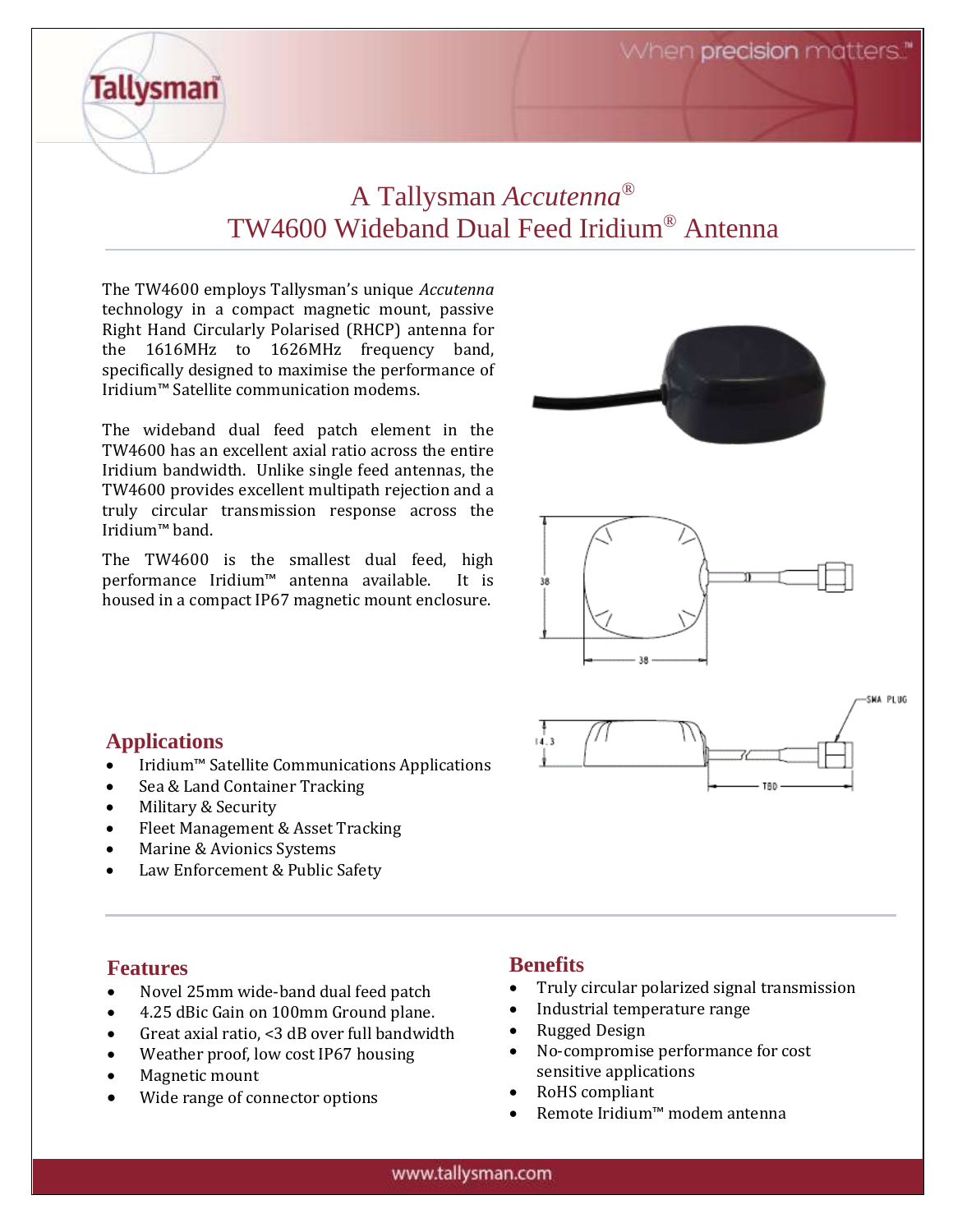# A Tallysman *Accutenna*®
# TW4600 Wideband Dual Feed Iridium® Antenna

The TW4600 employs Tallysman's unique *Accutenna* technology in a compact magnetic mount, passive Right Hand Circularly Polarised (RHCP) antenna for the 1616MHz to 1626MHz frequency band, specifically designed to maximise the performance of Iridium™ Satellite communication modems.

The wideband dual feed patch element in the TW4600 has an excellent axial ratio across the entire Iridium bandwidth. Unlike single feed antennas, the TW4600 provides excellent multipath rejection and a truly circular transmission response across the Iridium™ band.

The TW4600 is the smallest dual feed, high performance Iridium™ antenna available. It is housed in a compact IP67 magnetic mount enclosure.

## Applications

- Iridium™ Satellite Communications Applications
- Sea & Land Container Tracking
- Military & Security
- Fleet Management & Asset Tracking
- Marine & Avionics Systems
- Law Enforcement & Public Safety

## Features

- Novel 25mm wide-band dual feed patch
- 4.25 dBic Gain on 100mm Ground plane.
- Great axial ratio, <3 dB over full bandwidth
- Weather proof, low cost IP67 housing
- Magnetic mount
- Wide range of connector options

## Benefits

- Truly circular polarized signal transmission
- Industrial temperature range
- Rugged Design
- No-compromise performance for cost sensitive applications
- RoHS compliant
- Remote Iridium™ modem antenna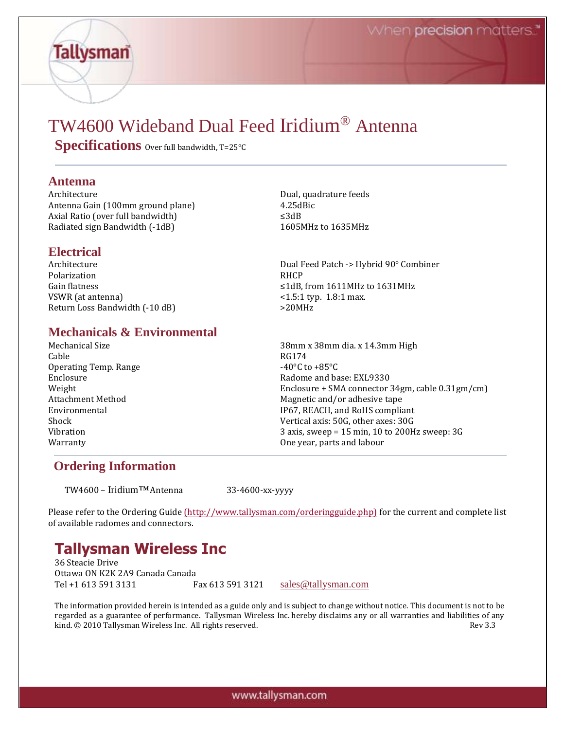# TW4600 Wideband Dual Feed Iridium® Antenna

**Specifications** Over full bandwidth, T=25°C

## Antenna

| | |
|---|---|
| Architecture | Dual, quadrature feeds |
| Antenna Gain (100mm ground plane) | 4.25dBic |
| Axial Ratio (over full bandwidth) | ≤3dB |
| Radiated sign Bandwidth (-1dB) | 1605MHz to 1635MHz |

## Electrical

| | |
|---|---|
| Architecture | Dual Feed Patch -> Hybrid 90° Combiner |
| Polarization | RHCP |
| Gain flatness | ≤1dB, from 1611MHz to 1631MHz |
| VSWR (at antenna) | <1.5:1 typ. 1.8:1 max. |
| Return Loss Bandwidth (-10 dB) | >20MHz |

## Mechanicals & Environmental

| | |
|---|---|
| Mechanical Size | 38mm x 38mm dia. x 14.3mm High |
| Cable | RG174 |
| Operating Temp. Range | -40°C to +85°C |
| Enclosure | Radome and base: EXL9330 |
| Weight | Enclosure + SMA connector 34gm, cable 0.31gm/cm) |
| Attachment Method | Magnetic and/or adhesive tape |
| Environmental | IP67, REACH, and RoHS compliant |
| Shock | Vertical axis: 50G, other axes: 30G |
| Vibration | 3 axis, sweep = 15 min, 10 to 200Hz sweep: 3G |
| Warranty | One year, parts and labour |

## Ordering Information

TW4600 – Iridium™ Antenna 33-4600-xx-yyyy

Please refer to the Ordering Guide (http://www.tallysman.com/orderingguide.php) for the current and complete list of available radomes and connectors.

## Tallysman Wireless Inc

36 Steacie Drive
Ottawa ON K2K 2A9 Canada Canada
Tel +1 613 591 3131 Fax 613 591 3121 sales@tallysman.com

The information provided herein is intended as a guide only and is subject to change without notice. This document is not to be regarded as a guarantee of performance. Tallysman Wireless Inc. hereby disclaims any or all warranties and liabilities of any kind. © 2010 Tallysman Wireless Inc. All rights reserved. Rev 3.3